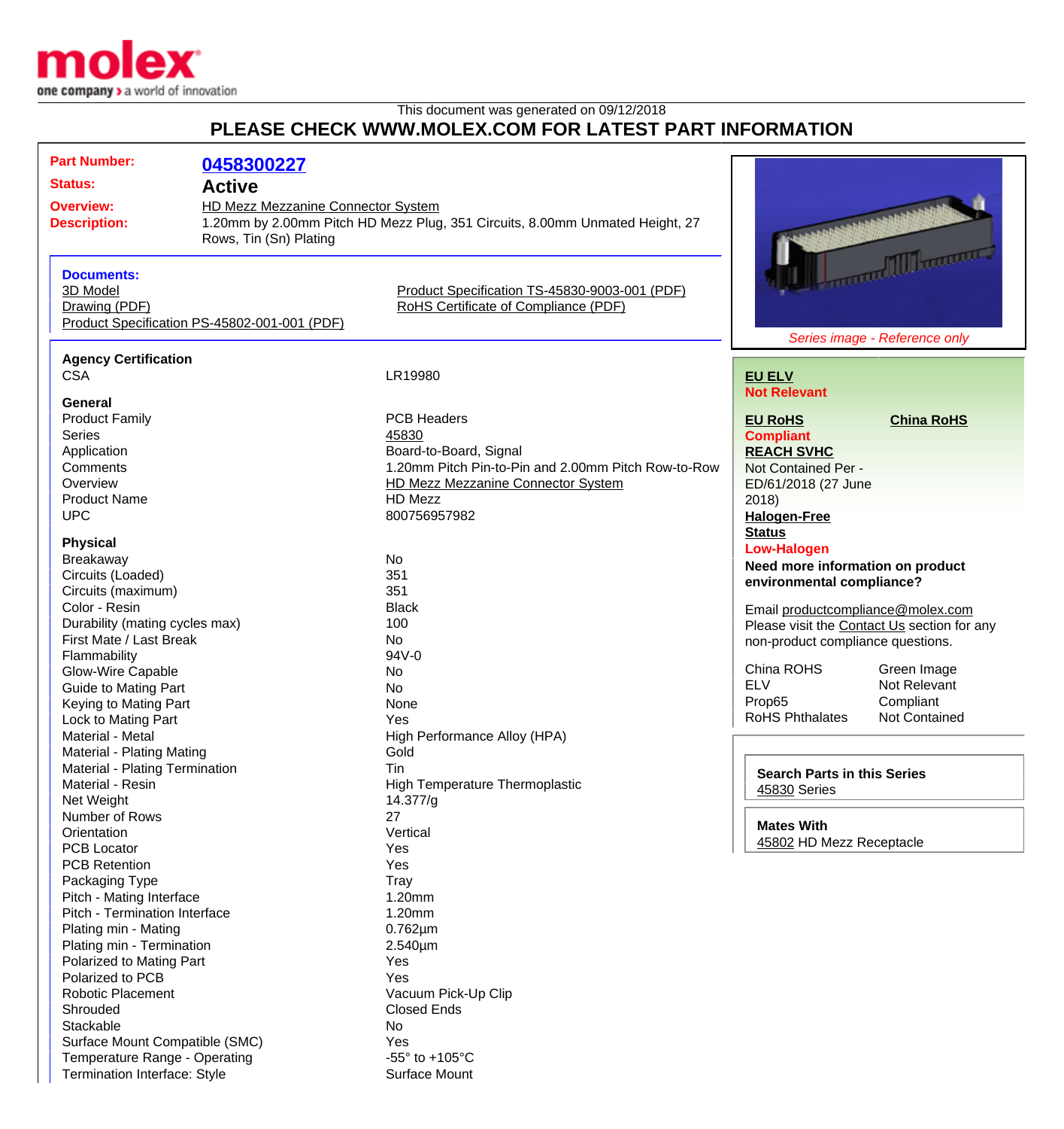This document was generated on 09/12/2018

## PLEASE CHECK WWW.MOLEX.COM FOR LATEST PART INFORMATION

**Part Number:** 0458300227

**Status:** Active

**Overview:** HD Mezz Mezzanine Connector System

**Description:** 1.20mm by 2.00mm Pitch HD Mezz Plug, 351 Circuits, 8.00mm Unmated Height, 27 Rows, Tin (Sn) Plating

### Documents:

- 3D Model
- Drawing (PDF)
- Product Specification PS-45802-001-001 (PDF)
- Product Specification TS-45830-9003-001 (PDF)
- RoHS Certificate of Compliance (PDF)

*Series image - Reference only*

### Agency Certification

| | |
|---|---|
| CSA | LR19980 |

### General

| | |
|---|---|
| Product Family | PCB Headers |
| Series | 45830 |
| Application | Board-to-Board, Signal |
| Comments | 1.20mm Pitch Pin-to-Pin and 2.00mm Pitch Row-to-Row |
| Overview | HD Mezz Mezzanine Connector System |
| Product Name | HD Mezz |
| UPC | 800756957982 |

### Physical

| | |
|---|---|
| Breakaway | No |
| Circuits (Loaded) | 351 |
| Circuits (maximum) | 351 |
| Color - Resin | Black |
| Durability (mating cycles max) | 100 |
| First Mate / Last Break | No |
| Flammability | 94V-0 |
| Glow-Wire Capable | No |
| Guide to Mating Part | No |
| Keying to Mating Part | None |
| Lock to Mating Part | Yes |
| Material - Metal | High Performance Alloy (HPA) |
| Material - Plating Mating | Gold |
| Material - Plating Termination | Tin |
| Material - Resin | High Temperature Thermoplastic |
| Net Weight | 14.377/g |
| Number of Rows | 27 |
| Orientation | Vertical |
| PCB Locator | Yes |
| PCB Retention | Yes |
| Packaging Type | Tray |
| Pitch - Mating Interface | 1.20mm |
| Pitch - Termination Interface | 1.20mm |
| Plating min - Mating | 0.762µm |
| Plating min - Termination | 2.540µm |
| Polarized to Mating Part | Yes |
| Polarized to PCB | Yes |
| Robotic Placement | Vacuum Pick-Up Clip |
| Shrouded | Closed Ends |
| Stackable | No |
| Surface Mount Compatible (SMC) | Yes |
| Temperature Range - Operating | -55° to +105°C |
| Termination Interface: Style | Surface Mount |

**EU ELV**
Not Relevant

**EU RoHS**
Compliant

**China RoHS**

**REACH SVHC**
Not Contained Per - ED/61/2018 (27 June 2018)

**Halogen-Free Status**
Low-Halogen

**Need more information on product environmental compliance?**

Email productcompliance@molex.com
Please visit the Contact Us section for any non-product compliance questions.

| | |
|---|---|
| China ROHS | Green Image |
| ELV | Not Relevant |
| Prop65 | Compliant |
| RoHS Phthalates | Not Contained |

**Search Parts in this Series**
45830 Series

**Mates With**
45802 HD Mezz Receptacle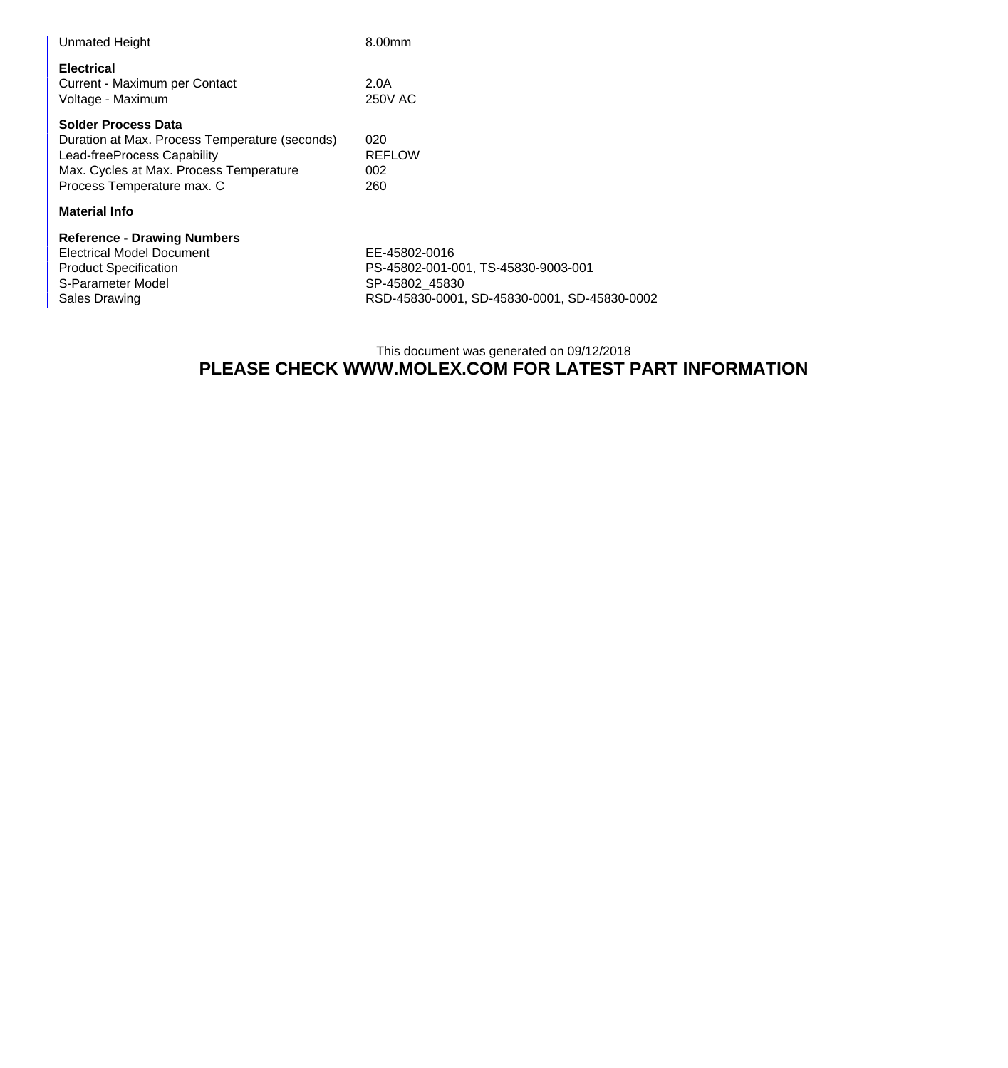| | |
|---|---|
| Unmated Height | 8.00mm |

**Electrical**

| | |
|---|---|
| Current - Maximum per Contact | 2.0A |
| Voltage - Maximum | 250V AC |

**Solder Process Data**

| | |
|---|---|
| Duration at Max. Process Temperature (seconds) | 020 |
| Lead-freeProcess Capability | REFLOW |
| Max. Cycles at Max. Process Temperature | 002 |
| Process Temperature max. C | 260 |

**Material Info**

**Reference - Drawing Numbers**

| | |
|---|---|
| Electrical Model Document | EE-45802-0016 |
| Product Specification | PS-45802-001-001, TS-45830-9003-001 |
| S-Parameter Model | SP-45802_45830 |
| Sales Drawing | RSD-45830-0001, SD-45830-0001, SD-45830-0002 |

This document was generated on 09/12/2018

**PLEASE CHECK WWW.MOLEX.COM FOR LATEST PART INFORMATION**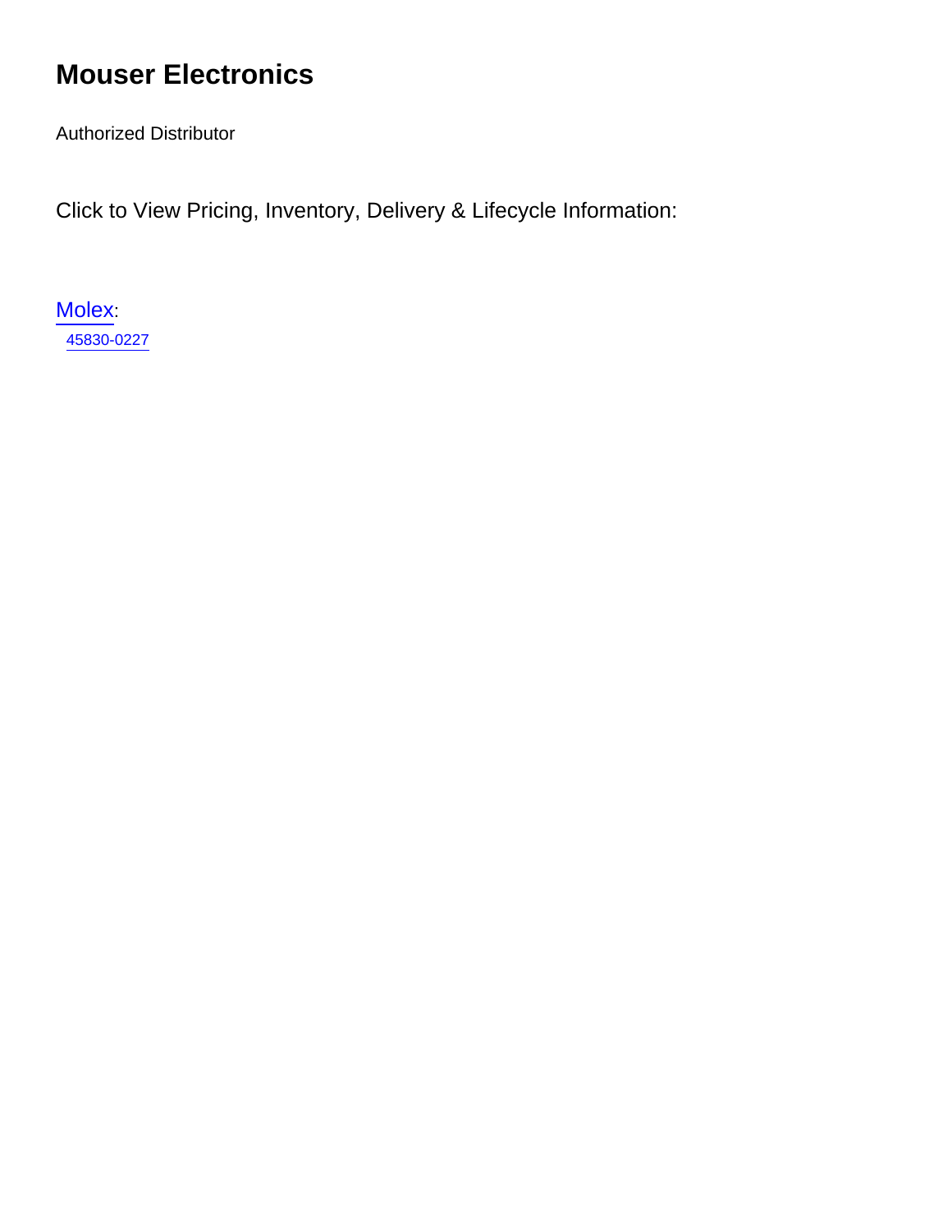# Mouser Electronics

Authorized Distributor

Click to View Pricing, Inventory, Delivery & Lifecycle Information:

Molex:

45830-0227